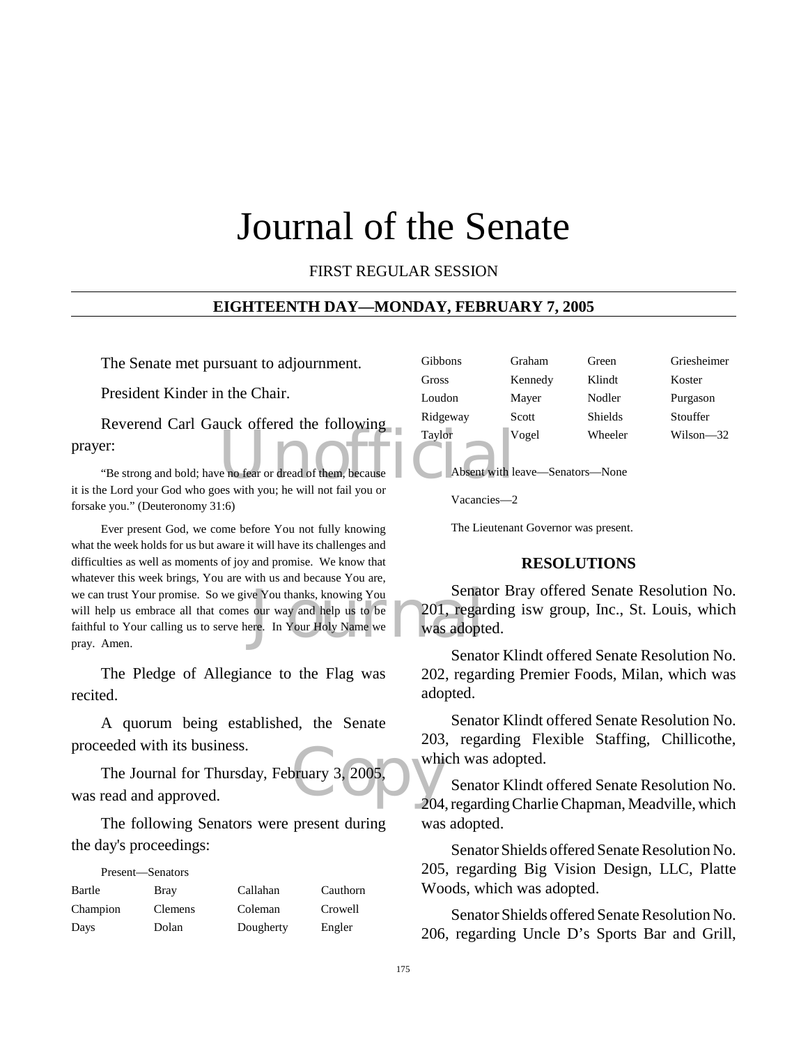# Journal of the Senate

FIRST REGULAR SESSION

## EIGHTEENTH DAY—MONDAY, FEBRUARY 7, 2005

The Senate met pursuant to adjournment.

President Kinder in the Chair.

Reverend Carl Gauck offered the following prayer:

"Be strong and bold; have no fear or dread of them, because it is the Lord your God who goes with you; he will not fail you or forsake you." (Deuteronomy 31:6)

Ever present God, we come before You not fully knowing what the week holds for us but aware it will have its challenges and difficulties as well as moments of joy and promise. We know that whatever this week brings, You are with us and because You are, we can trust Your promise. So we give You thanks, knowing You will help us embrace all that comes our way and help us to be faithful to Your calling us to serve here. In Your Holy Name we pray. Amen.

The Pledge of Allegiance to the Flag was recited.

A quorum being established, the Senate proceeded with its business.

The Journal for Thursday, February 3, 2005, was read and approved.

The following Senators were present during the day's proceedings:

Present—Senators

| | | | |
|---|---|---|---|
| Bartle | Bray | Callahan | Cauthorn |
| Champion | Clemens | Coleman | Crowell |
| Days | Dolan | Dougherty | Engler |
| Gibbons | Graham | Green | Griesheimer |
| Gross | Kennedy | Klindt | Koster |
| Loudon | Mayer | Nodler | Purgason |
| Ridgeway | Scott | Shields | Stouffer |
| Taylor | Vogel | Wheeler | Wilson—32 |

Absent with leave—Senators—None

Vacancies—2

The Lieutenant Governor was present.

### RESOLUTIONS

Senator Bray offered Senate Resolution No. 201, regarding isw group, Inc., St. Louis, which was adopted.

Senator Klindt offered Senate Resolution No. 202, regarding Premier Foods, Milan, which was adopted.

Senator Klindt offered Senate Resolution No. 203, regarding Flexible Staffing, Chillicothe, which was adopted.

Senator Klindt offered Senate Resolution No. 204, regarding Charlie Chapman, Meadville, which was adopted.

Senator Shields offered Senate Resolution No. 205, regarding Big Vision Design, LLC, Platte Woods, which was adopted.

Senator Shields offered Senate Resolution No. 206, regarding Uncle D's Sports Bar and Grill,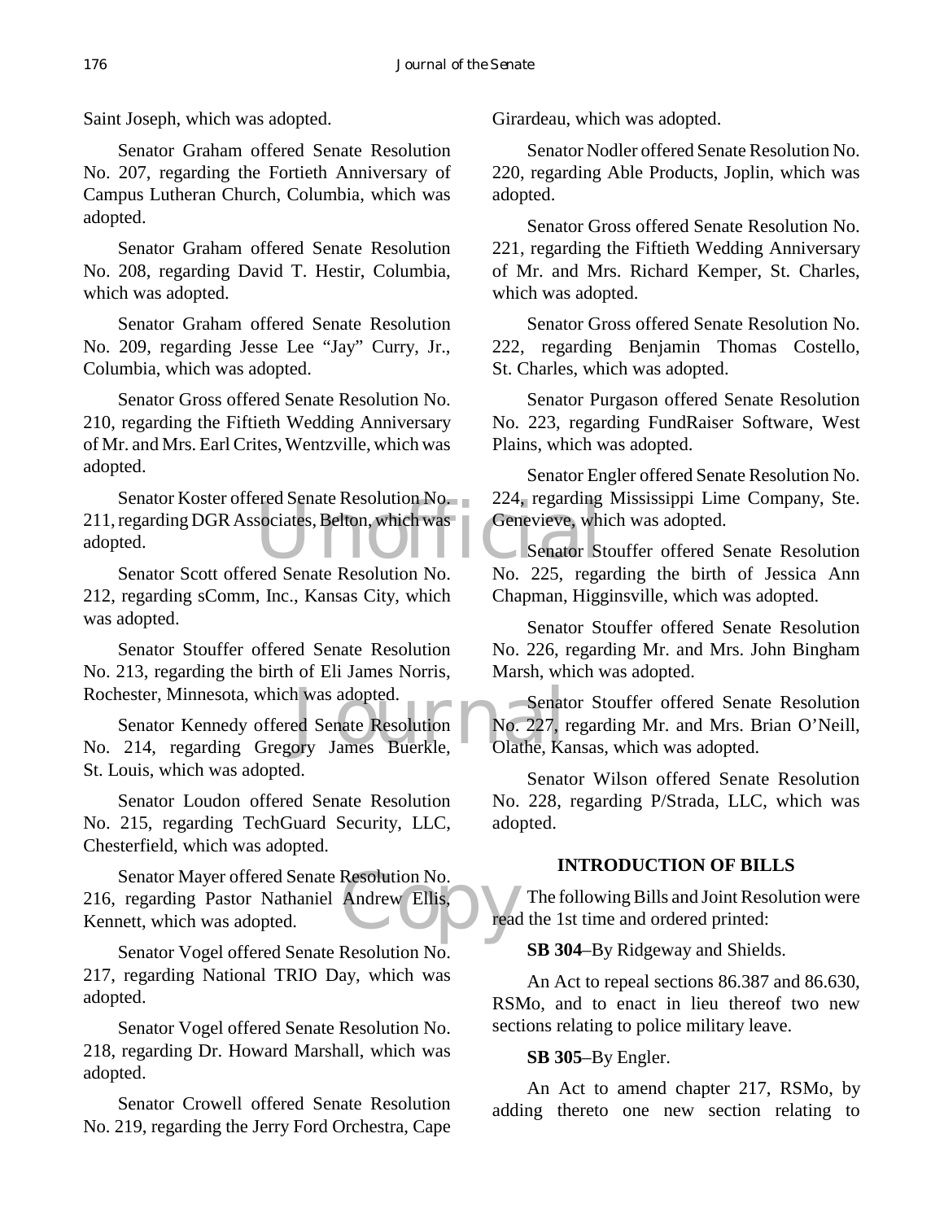Saint Joseph, which was adopted.

Senator Graham offered Senate Resolution No. 207, regarding the Fortieth Anniversary of Campus Lutheran Church, Columbia, which was adopted.

Senator Graham offered Senate Resolution No. 208, regarding David T. Hestir, Columbia, which was adopted.

Senator Graham offered Senate Resolution No. 209, regarding Jesse Lee "Jay" Curry, Jr., Columbia, which was adopted.

Senator Gross offered Senate Resolution No. 210, regarding the Fiftieth Wedding Anniversary of Mr. and Mrs. Earl Crites, Wentzville, which was adopted.

Senator Koster offered Senate Resolution No. 211, regarding DGR Associates, Belton, which was adopted.

Senator Scott offered Senate Resolution No. 212, regarding sComm, Inc., Kansas City, which was adopted.

Senator Stouffer offered Senate Resolution No. 213, regarding the birth of Eli James Norris, Rochester, Minnesota, which was adopted.

Senator Kennedy offered Senate Resolution No. 214, regarding Gregory James Buerkle, St. Louis, which was adopted.

Senator Loudon offered Senate Resolution No. 215, regarding TechGuard Security, LLC, Chesterfield, which was adopted.

Senator Mayer offered Senate Resolution No. 216, regarding Pastor Nathaniel Andrew Ellis, Kennett, which was adopted.

Senator Vogel offered Senate Resolution No. 217, regarding National TRIO Day, which was adopted.

Senator Vogel offered Senate Resolution No. 218, regarding Dr. Howard Marshall, which was adopted.

Senator Crowell offered Senate Resolution No. 219, regarding the Jerry Ford Orchestra, Cape Girardeau, which was adopted.

Senator Nodler offered Senate Resolution No. 220, regarding Able Products, Joplin, which was adopted.

Senator Gross offered Senate Resolution No. 221, regarding the Fiftieth Wedding Anniversary of Mr. and Mrs. Richard Kemper, St. Charles, which was adopted.

Senator Gross offered Senate Resolution No. 222, regarding Benjamin Thomas Costello, St. Charles, which was adopted.

Senator Purgason offered Senate Resolution No. 223, regarding FundRaiser Software, West Plains, which was adopted.

Senator Engler offered Senate Resolution No. 224, regarding Mississippi Lime Company, Ste. Genevieve, which was adopted.

Senator Stouffer offered Senate Resolution No. 225, regarding the birth of Jessica Ann Chapman, Higginsville, which was adopted.

Senator Stouffer offered Senate Resolution No. 226, regarding Mr. and Mrs. John Bingham Marsh, which was adopted.

Senator Stouffer offered Senate Resolution No. 227, regarding Mr. and Mrs. Brian O'Neill, Olathe, Kansas, which was adopted.

Senator Wilson offered Senate Resolution No. 228, regarding P/Strada, LLC, which was adopted.

## INTRODUCTION OF BILLS

The following Bills and Joint Resolution were read the 1st time and ordered printed:

**SB 304**–By Ridgeway and Shields.

An Act to repeal sections 86.387 and 86.630, RSMo, and to enact in lieu thereof two new sections relating to police military leave.

**SB 305**–By Engler.

An Act to amend chapter 217, RSMo, by adding thereto one new section relating to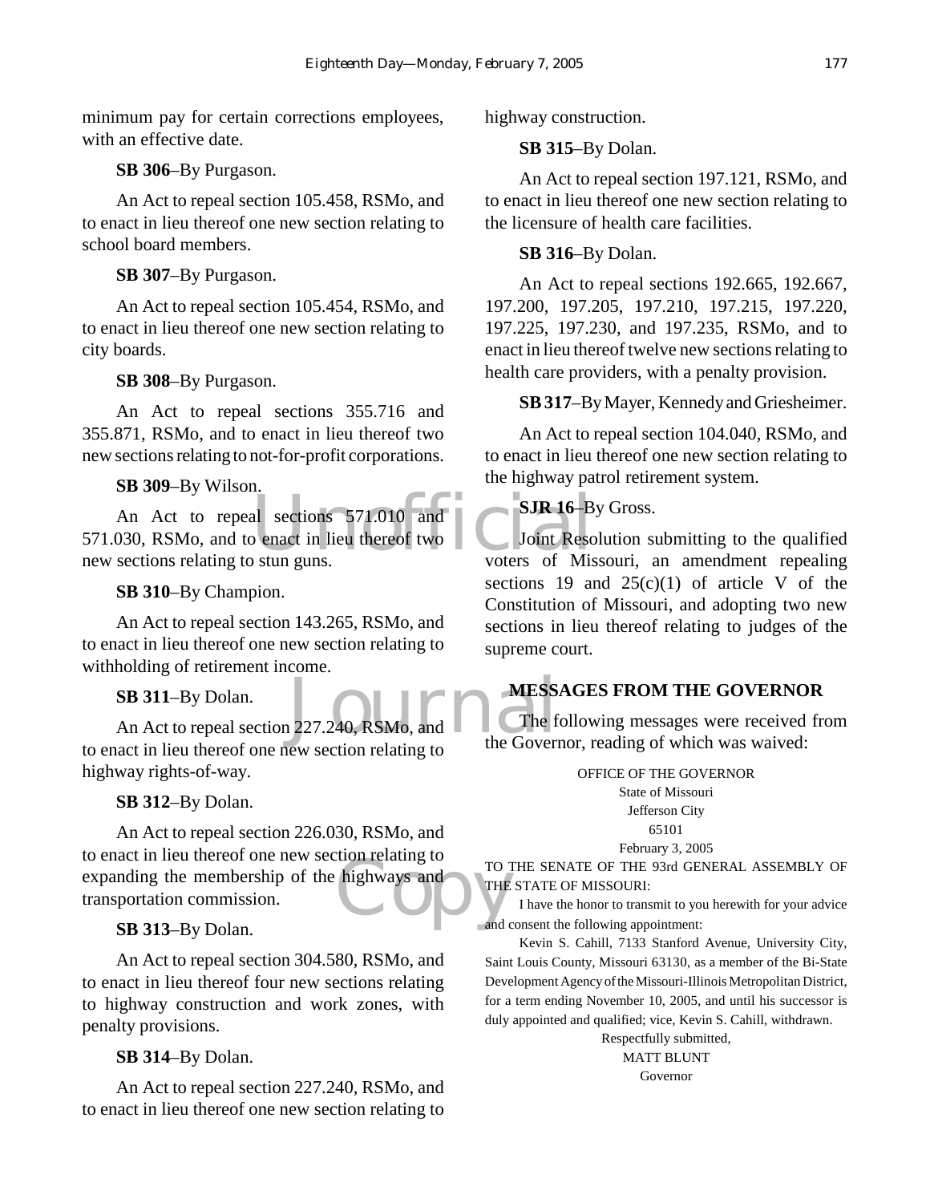minimum pay for certain corrections employees, with an effective date.

**SB 306**–By Purgason.

An Act to repeal section 105.458, RSMo, and to enact in lieu thereof one new section relating to school board members.

**SB 307**–By Purgason.

An Act to repeal section 105.454, RSMo, and to enact in lieu thereof one new section relating to city boards.

**SB 308**–By Purgason.

An Act to repeal sections 355.716 and 355.871, RSMo, and to enact in lieu thereof two new sections relating to not-for-profit corporations.

**SB 309**–By Wilson.

An Act to repeal sections 571.010 and 571.030, RSMo, and to enact in lieu thereof two new sections relating to stun guns.

**SB 310**–By Champion.

An Act to repeal section 143.265, RSMo, and to enact in lieu thereof one new section relating to withholding of retirement income.

**SB 311**–By Dolan.

An Act to repeal section 227.240, RSMo, and to enact in lieu thereof one new section relating to highway rights-of-way.

**SB 312**–By Dolan.

An Act to repeal section 226.030, RSMo, and to enact in lieu thereof one new section relating to expanding the membership of the highways and transportation commission.

**SB 313**–By Dolan.

An Act to repeal section 304.580, RSMo, and to enact in lieu thereof four new sections relating to highway construction and work zones, with penalty provisions.

**SB 314**–By Dolan.

An Act to repeal section 227.240, RSMo, and to enact in lieu thereof one new section relating to highway construction.

**SB 315**–By Dolan.

An Act to repeal section 197.121, RSMo, and to enact in lieu thereof one new section relating to the licensure of health care facilities.

**SB 316**–By Dolan.

An Act to repeal sections 192.665, 192.667, 197.200, 197.205, 197.210, 197.215, 197.220, 197.225, 197.230, and 197.235, RSMo, and to enact in lieu thereof twelve new sections relating to health care providers, with a penalty provision.

**SB 317**–By Mayer, Kennedy and Griesheimer.

An Act to repeal section 104.040, RSMo, and to enact in lieu thereof one new section relating to the highway patrol retirement system.

**SJR 16**–By Gross.

Joint Resolution submitting to the qualified voters of Missouri, an amendment repealing sections 19 and 25(c)(1) of article V of the Constitution of Missouri, and adopting two new sections in lieu thereof relating to judges of the supreme court.

## MESSAGES FROM THE GOVERNOR

The following messages were received from the Governor, reading of which was waived:

OFFICE OF THE GOVERNOR
State of Missouri
Jefferson City
65101
February 3, 2005

TO THE SENATE OF THE 93rd GENERAL ASSEMBLY OF THE STATE OF MISSOURI:

I have the honor to transmit to you herewith for your advice and consent the following appointment:

Kevin S. Cahill, 7133 Stanford Avenue, University City, Saint Louis County, Missouri 63130, as a member of the Bi-State Development Agency of the Missouri-Illinois Metropolitan District, for a term ending November 10, 2005, and until his successor is duly appointed and qualified; vice, Kevin S. Cahill, withdrawn.

Respectfully submitted,
MATT BLUNT
Governor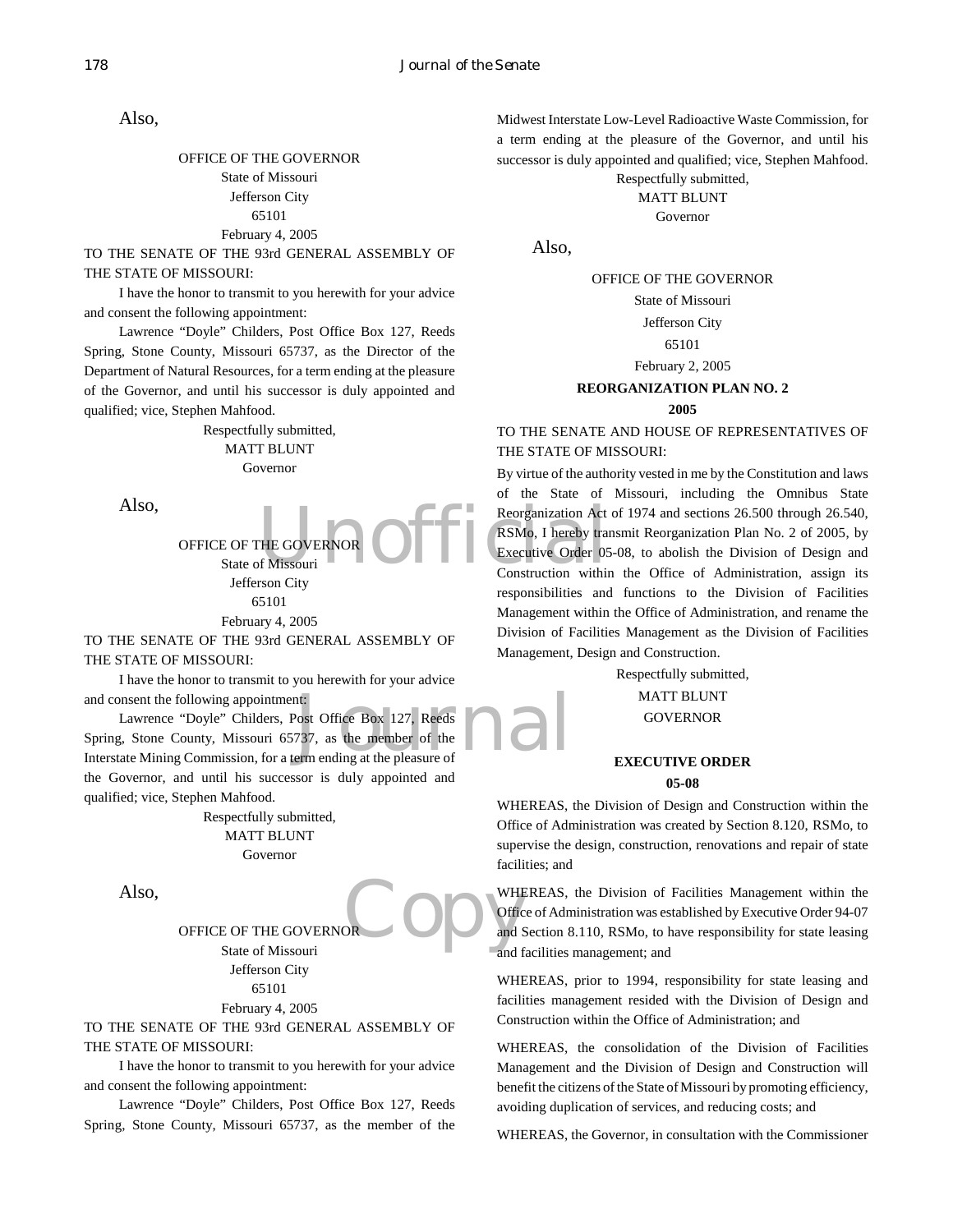Also,

OFFICE OF THE GOVERNOR
State of Missouri
Jefferson City
65101
February 4, 2005

TO THE SENATE OF THE 93rd GENERAL ASSEMBLY OF THE STATE OF MISSOURI:

I have the honor to transmit to you herewith for your advice and consent the following appointment:

Lawrence "Doyle" Childers, Post Office Box 127, Reeds Spring, Stone County, Missouri 65737, as the Director of the Department of Natural Resources, for a term ending at the pleasure of the Governor, and until his successor is duly appointed and qualified; vice, Stephen Mahfood.

Respectfully submitted,
MATT BLUNT
Governor

Also,

OFFICE OF THE GOVERNOR
State of Missouri
Jefferson City
65101
February 4, 2005

TO THE SENATE OF THE 93rd GENERAL ASSEMBLY OF THE STATE OF MISSOURI:

I have the honor to transmit to you herewith for your advice and consent the following appointment:

Lawrence "Doyle" Childers, Post Office Box 127, Reeds Spring, Stone County, Missouri 65737, as the member of the Interstate Mining Commission, for a term ending at the pleasure of the Governor, and until his successor is duly appointed and qualified; vice, Stephen Mahfood.

Respectfully submitted,
MATT BLUNT
Governor

Also,

OFFICE OF THE GOVERNOR
State of Missouri
Jefferson City
65101
February 4, 2005

TO THE SENATE OF THE 93rd GENERAL ASSEMBLY OF THE STATE OF MISSOURI:

I have the honor to transmit to you herewith for your advice and consent the following appointment:

Lawrence "Doyle" Childers, Post Office Box 127, Reeds Spring, Stone County, Missouri 65737, as the member of the Midwest Interstate Low-Level Radioactive Waste Commission, for a term ending at the pleasure of the Governor, and until his successor is duly appointed and qualified; vice, Stephen Mahfood.

Respectfully submitted,
MATT BLUNT
Governor

Also,

OFFICE OF THE GOVERNOR
State of Missouri
Jefferson City
65101
February 2, 2005

**REORGANIZATION PLAN NO. 2**
**2005**

TO THE SENATE AND HOUSE OF REPRESENTATIVES OF THE STATE OF MISSOURI:

By virtue of the authority vested in me by the Constitution and laws of the State of Missouri, including the Omnibus State Reorganization Act of 1974 and sections 26.500 through 26.540, RSMo, I hereby transmit Reorganization Plan No. 2 of 2005, by Executive Order 05-08, to abolish the Division of Design and Construction within the Office of Administration, assign its responsibilities and functions to the Division of Facilities Management within the Office of Administration, and rename the Division of Facilities Management as the Division of Facilities Management, Design and Construction.

Respectfully submitted,
MATT BLUNT
GOVERNOR

**EXECUTIVE ORDER**
**05-08**

WHEREAS, the Division of Design and Construction within the Office of Administration was created by Section 8.120, RSMo, to supervise the design, construction, renovations and repair of state facilities; and

WHEREAS, the Division of Facilities Management within the Office of Administration was established by Executive Order 94-07 and Section 8.110, RSMo, to have responsibility for state leasing and facilities management; and

WHEREAS, prior to 1994, responsibility for state leasing and facilities management resided with the Division of Design and Construction within the Office of Administration; and

WHEREAS, the consolidation of the Division of Facilities Management and the Division of Design and Construction will benefit the citizens of the State of Missouri by promoting efficiency, avoiding duplication of services, and reducing costs; and

WHEREAS, the Governor, in consultation with the Commissioner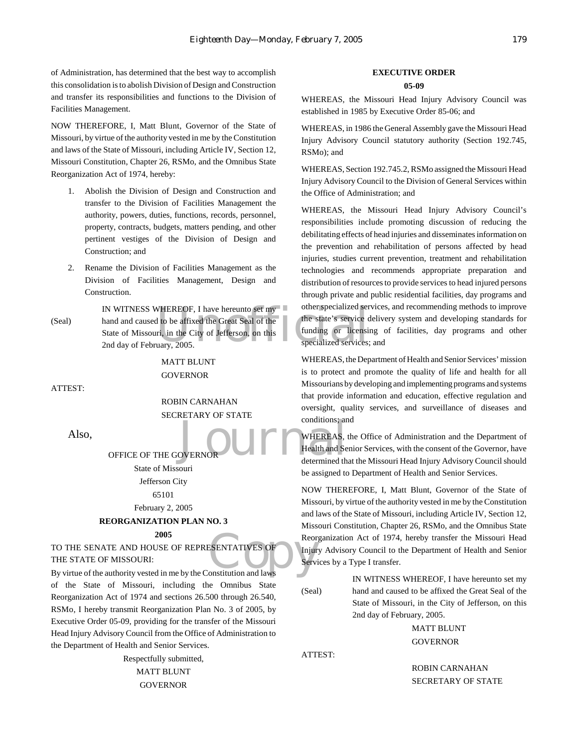of Administration, has determined that the best way to accomplish this consolidation is to abolish Division of Design and Construction and transfer its responsibilities and functions to the Division of Facilities Management.

NOW THEREFORE, I, Matt Blunt, Governor of the State of Missouri, by virtue of the authority vested in me by the Constitution and laws of the State of Missouri, including Article IV, Section 12, Missouri Constitution, Chapter 26, RSMo, and the Omnibus State Reorganization Act of 1974, hereby:

1. Abolish the Division of Design and Construction and transfer to the Division of Facilities Management the authority, powers, duties, functions, records, personnel, property, contracts, budgets, matters pending, and other pertinent vestiges of the Division of Design and Construction; and

2. Rename the Division of Facilities Management as the Division of Facilities Management, Design and Construction.

(Seal) IN WITNESS WHEREOF, I have hereunto set my hand and caused to be affixed the Great Seal of the State of Missouri, in the City of Jefferson, on this 2nd day of February, 2005.

MATT BLUNT
GOVERNOR

ATTEST:

ROBIN CARNAHAN
SECRETARY OF STATE

Also,

OFFICE OF THE GOVERNOR
State of Missouri
Jefferson City
65101
February 2, 2005

**REORGANIZATION PLAN NO. 3**

**2005**

TO THE SENATE AND HOUSE OF REPRESENTATIVES OF THE STATE OF MISSOURI:

By virtue of the authority vested in me by the Constitution and laws of the State of Missouri, including the Omnibus State Reorganization Act of 1974 and sections 26.500 through 26.540, RSMo, I hereby transmit Reorganization Plan No. 3 of 2005, by Executive Order 05-09, providing for the transfer of the Missouri Head Injury Advisory Council from the Office of Administration to the Department of Health and Senior Services.

Respectfully submitted,
MATT BLUNT
GOVERNOR

**EXECUTIVE ORDER**

**05-09**

WHEREAS, the Missouri Head Injury Advisory Council was established in 1985 by Executive Order 85-06; and

WHEREAS, in 1986 the General Assembly gave the Missouri Head Injury Advisory Council statutory authority (Section 192.745, RSMo); and

WHEREAS, Section 192.745.2, RSMo assigned the Missouri Head Injury Advisory Council to the Division of General Services within the Office of Administration; and

WHEREAS, the Missouri Head Injury Advisory Council's responsibilities include promoting discussion of reducing the debilitating effects of head injuries and disseminates information on the prevention and rehabilitation of persons affected by head injuries, studies current prevention, treatment and rehabilitation technologies and recommends appropriate preparation and distribution of resources to provide services to head injured persons through private and public residential facilities, day programs and other specialized services, and recommending methods to improve the state's service delivery system and developing standards for funding or licensing of facilities, day programs and other specialized services; and

WHEREAS, the Department of Health and Senior Services' mission is to protect and promote the quality of life and health for all Missourians by developing and implementing programs and systems that provide information and education, effective regulation and oversight, quality services, and surveillance of diseases and conditions; and

WHEREAS, the Office of Administration and the Department of Health and Senior Services, with the consent of the Governor, have determined that the Missouri Head Injury Advisory Council should be assigned to Department of Health and Senior Services.

NOW THEREFORE, I, Matt Blunt, Governor of the State of Missouri, by virtue of the authority vested in me by the Constitution and laws of the State of Missouri, including Article IV, Section 12, Missouri Constitution, Chapter 26, RSMo, and the Omnibus State Reorganization Act of 1974, hereby transfer the Missouri Head Injury Advisory Council to the Department of Health and Senior Services by a Type I transfer.

(Seal) IN WITNESS WHEREOF, I have hereunto set my hand and caused to be affixed the Great Seal of the State of Missouri, in the City of Jefferson, on this 2nd day of February, 2005.

MATT BLUNT
GOVERNOR

ATTEST:

ROBIN CARNAHAN
SECRETARY OF STATE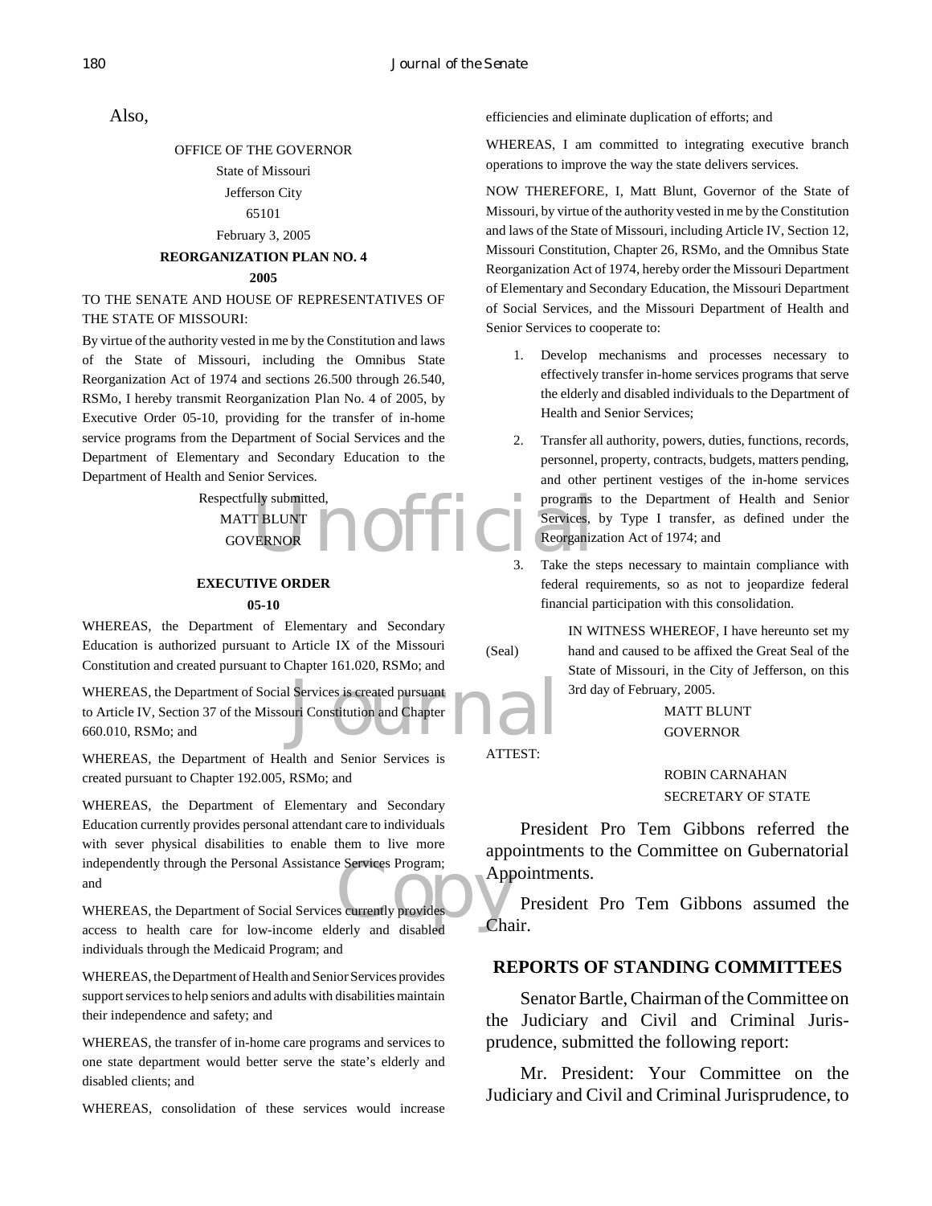Also,

OFFICE OF THE GOVERNOR
State of Missouri
Jefferson City
65101
February 3, 2005

**REORGANIZATION PLAN NO. 4**
**2005**

TO THE SENATE AND HOUSE OF REPRESENTATIVES OF THE STATE OF MISSOURI:

By virtue of the authority vested in me by the Constitution and laws of the State of Missouri, including the Omnibus State Reorganization Act of 1974 and sections 26.500 through 26.540, RSMo, I hereby transmit Reorganization Plan No. 4 of 2005, by Executive Order 05-10, providing for the transfer of in-home service programs from the Department of Social Services and the Department of Elementary and Secondary Education to the Department of Health and Senior Services.

Respectfully submitted,
MATT BLUNT
GOVERNOR

**EXECUTIVE ORDER**
**05-10**

WHEREAS, the Department of Elementary and Secondary Education is authorized pursuant to Article IX of the Missouri Constitution and created pursuant to Chapter 161.020, RSMo; and

WHEREAS, the Department of Social Services is created pursuant to Article IV, Section 37 of the Missouri Constitution and Chapter 660.010, RSMo; and

WHEREAS, the Department of Health and Senior Services is created pursuant to Chapter 192.005, RSMo; and

WHEREAS, the Department of Elementary and Secondary Education currently provides personal attendant care to individuals with sever physical disabilities to enable them to live more independently through the Personal Assistance Services Program; and

WHEREAS, the Department of Social Services currently provides access to health care for low-income elderly and disabled individuals through the Medicaid Program; and

WHEREAS, the Department of Health and Senior Services provides support services to help seniors and adults with disabilities maintain their independence and safety; and

WHEREAS, the transfer of in-home care programs and services to one state department would better serve the state's elderly and disabled clients; and

WHEREAS, consolidation of these services would increase efficiencies and eliminate duplication of efforts; and

WHEREAS, I am committed to integrating executive branch operations to improve the way the state delivers services.

NOW THEREFORE, I, Matt Blunt, Governor of the State of Missouri, by virtue of the authority vested in me by the Constitution and laws of the State of Missouri, including Article IV, Section 12, Missouri Constitution, Chapter 26, RSMo, and the Omnibus State Reorganization Act of 1974, hereby order the Missouri Department of Elementary and Secondary Education, the Missouri Department of Social Services, and the Missouri Department of Health and Senior Services to cooperate to:

1. Develop mechanisms and processes necessary to effectively transfer in-home services programs that serve the elderly and disabled individuals to the Department of Health and Senior Services;
2. Transfer all authority, powers, duties, functions, records, personnel, property, contracts, budgets, matters pending, and other pertinent vestiges of the in-home services programs to the Department of Health and Senior Services, by Type I transfer, as defined under the Reorganization Act of 1974; and
3. Take the steps necessary to maintain compliance with federal requirements, so as not to jeopardize federal financial participation with this consolidation.

(Seal) IN WITNESS WHEREOF, I have hereunto set my hand and caused to be affixed the Great Seal of the State of Missouri, in the City of Jefferson, on this 3rd day of February, 2005.

MATT BLUNT
GOVERNOR

ATTEST:

ROBIN CARNAHAN
SECRETARY OF STATE

President Pro Tem Gibbons referred the appointments to the Committee on Gubernatorial Appointments.

President Pro Tem Gibbons assumed the Chair.

## REPORTS OF STANDING COMMITTEES

Senator Bartle, Chairman of the Committee on the Judiciary and Civil and Criminal Jurisprudence, submitted the following report:

Mr. President: Your Committee on the Judiciary and Civil and Criminal Jurisprudence, to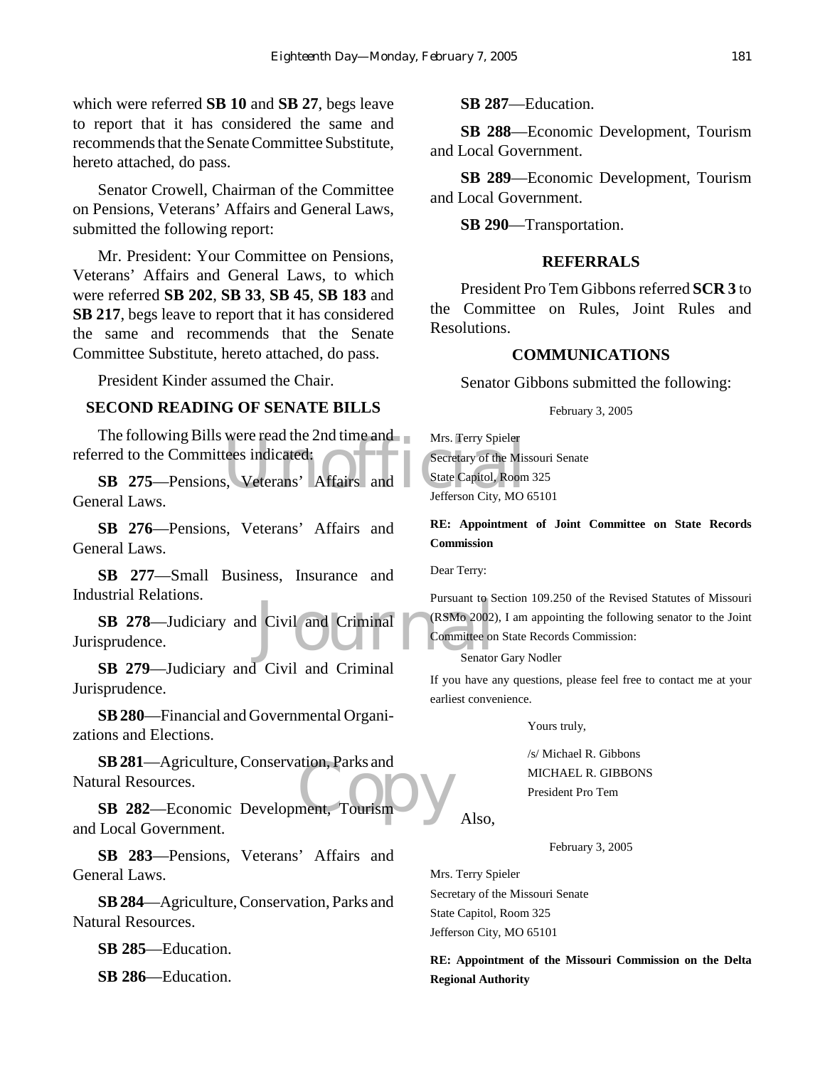which were referred **SB 10** and **SB 27**, begs leave to report that it has considered the same and recommends that the Senate Committee Substitute, hereto attached, do pass.

Senator Crowell, Chairman of the Committee on Pensions, Veterans' Affairs and General Laws, submitted the following report:

Mr. President: Your Committee on Pensions, Veterans' Affairs and General Laws, to which were referred **SB 202**, **SB 33**, **SB 45**, **SB 183** and **SB 217**, begs leave to report that it has considered the same and recommends that the Senate Committee Substitute, hereto attached, do pass.

President Kinder assumed the Chair.

## SECOND READING OF SENATE BILLS

The following Bills were read the 2nd time and referred to the Committees indicated:

**SB 275**—Pensions, Veterans' Affairs and General Laws.

**SB 276**—Pensions, Veterans' Affairs and General Laws.

**SB 277**—Small Business, Insurance and Industrial Relations.

**SB 278**—Judiciary and Civil and Criminal Jurisprudence.

**SB 279**—Judiciary and Civil and Criminal Jurisprudence.

**SB 280**—Financial and Governmental Organizations and Elections.

**SB 281**—Agriculture, Conservation, Parks and Natural Resources.

**SB 282**—Economic Development, Tourism and Local Government.

**SB 283**—Pensions, Veterans' Affairs and General Laws.

**SB 284**—Agriculture, Conservation, Parks and Natural Resources.

**SB 285**—Education.

**SB 286**—Education.

**SB 287**—Education.

**SB 288**—Economic Development, Tourism and Local Government.

**SB 289**—Economic Development, Tourism and Local Government.

**SB 290**—Transportation.

## REFERRALS

President Pro Tem Gibbons referred **SCR 3** to the Committee on Rules, Joint Rules and Resolutions.

## COMMUNICATIONS

Senator Gibbons submitted the following:

February 3, 2005

Mrs. Terry Spieler
Secretary of the Missouri Senate
State Capitol, Room 325
Jefferson City, MO 65101

**RE: Appointment of Joint Committee on State Records Commission**

Dear Terry:

Pursuant to Section 109.250 of the Revised Statutes of Missouri (RSMo 2002), I am appointing the following senator to the Joint Committee on State Records Commission:

Senator Gary Nodler

If you have any questions, please feel free to contact me at your earliest convenience.

Yours truly,

/s/ Michael R. Gibbons
MICHAEL R. GIBBONS
President Pro Tem

Also,

February 3, 2005

Mrs. Terry Spieler
Secretary of the Missouri Senate
State Capitol, Room 325
Jefferson City, MO 65101

**RE: Appointment of the Missouri Commission on the Delta Regional Authority**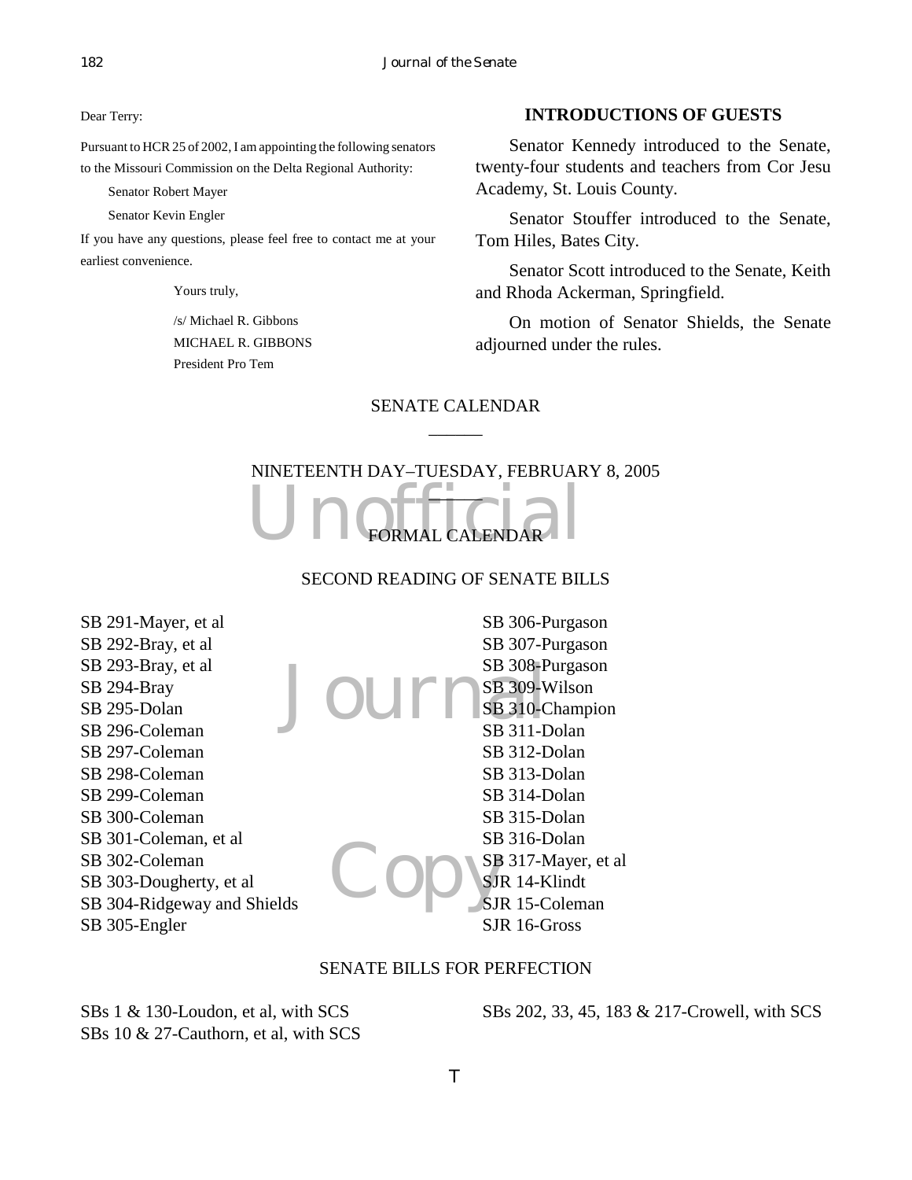Dear Terry:

Pursuant to HCR 25 of 2002, I am appointing the following senators to the Missouri Commission on the Delta Regional Authority:

Senator Robert Mayer

Senator Kevin Engler

If you have any questions, please feel free to contact me at your earliest convenience.

Yours truly,

/s/ Michael R. Gibbons
MICHAEL R. GIBBONS
President Pro Tem

## INTRODUCTIONS OF GUESTS

Senator Kennedy introduced to the Senate, twenty-four students and teachers from Cor Jesu Academy, St. Louis County.

Senator Stouffer introduced to the Senate, Tom Hiles, Bates City.

Senator Scott introduced to the Senate, Keith and Rhoda Ackerman, Springfield.

On motion of Senator Shields, the Senate adjourned under the rules.

## SENATE CALENDAR

______

### NINETEENTH DAY–TUESDAY, FEBRUARY 8, 2005

______

### FORMAL CALENDAR

### SECOND READING OF SENATE BILLS

SB 291-Mayer, et al
SB 292-Bray, et al
SB 293-Bray, et al
SB 294-Bray
SB 295-Dolan
SB 296-Coleman
SB 297-Coleman
SB 298-Coleman
SB 299-Coleman
SB 300-Coleman
SB 301-Coleman, et al
SB 302-Coleman
SB 303-Dougherty, et al
SB 304-Ridgeway and Shields
SB 305-Engler
SB 306-Purgason
SB 307-Purgason
SB 308-Purgason
SB 309-Wilson
SB 310-Champion
SB 311-Dolan
SB 312-Dolan
SB 313-Dolan
SB 314-Dolan
SB 315-Dolan
SB 316-Dolan
SB 317-Mayer, et al
SJR 14-Klindt
SJR 15-Coleman
SJR 16-Gross

### SENATE BILLS FOR PERFECTION

SBs 1 & 130-Loudon, et al, with SCS
SBs 10 & 27-Cauthorn, et al, with SCS
SBs 202, 33, 45, 183 & 217-Crowell, with SCS

T